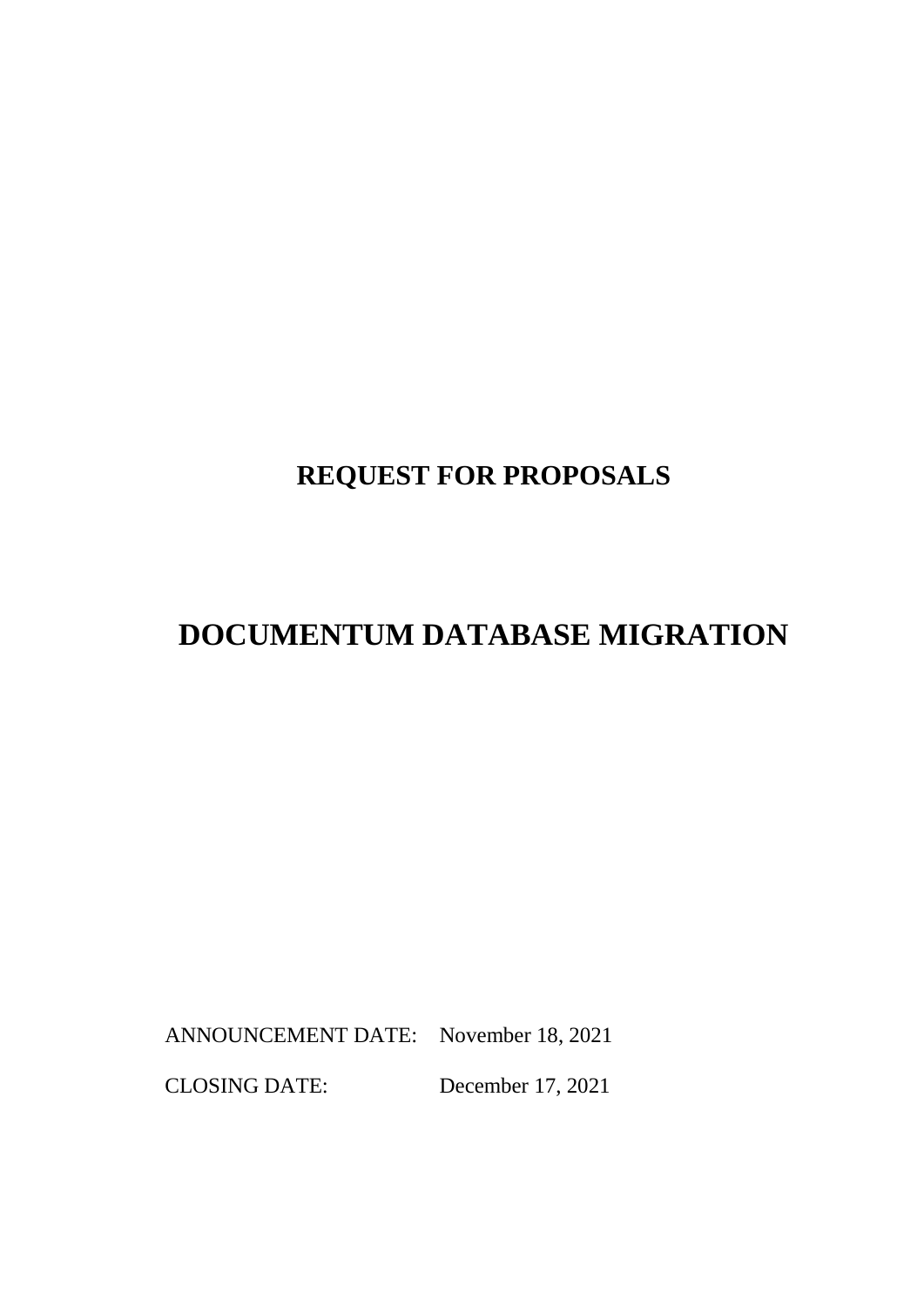# REQUEST FOR PROPOSALS

# DOCUMENTUM DATABASE MIGRATION

ANNOUNCEMENT DATE: November 18, 2021

CLOSING DATE: December 17, 2021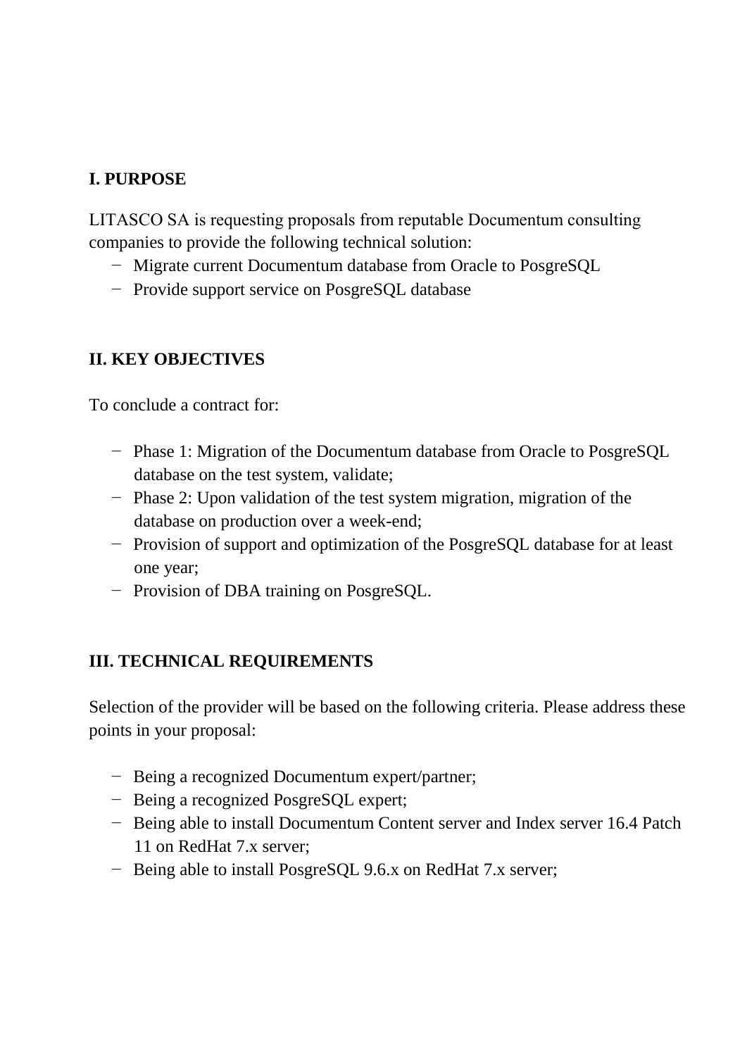## I. PURPOSE

LITASCO SA is requesting proposals from reputable Documentum consulting companies to provide the following technical solution:

- Migrate current Documentum database from Oracle to PosgreSQL
- Provide support service on PosgreSQL database

## II. KEY OBJECTIVES

To conclude a contract for:

- Phase 1: Migration of the Documentum database from Oracle to PosgreSQL database on the test system, validate;
- Phase 2: Upon validation of the test system migration, migration of the database on production over a week-end;
- Provision of support and optimization of the PosgreSQL database for at least one year;
- Provision of DBA training on PosgreSQL.

## III. TECHNICAL REQUIREMENTS

Selection of the provider will be based on the following criteria. Please address these points in your proposal:

- Being a recognized Documentum expert/partner;
- Being a recognized PosgreSQL expert;
- Being able to install Documentum Content server and Index server 16.4 Patch 11 on RedHat 7.x server;
- Being able to install PosgreSQL 9.6.x on RedHat 7.x server;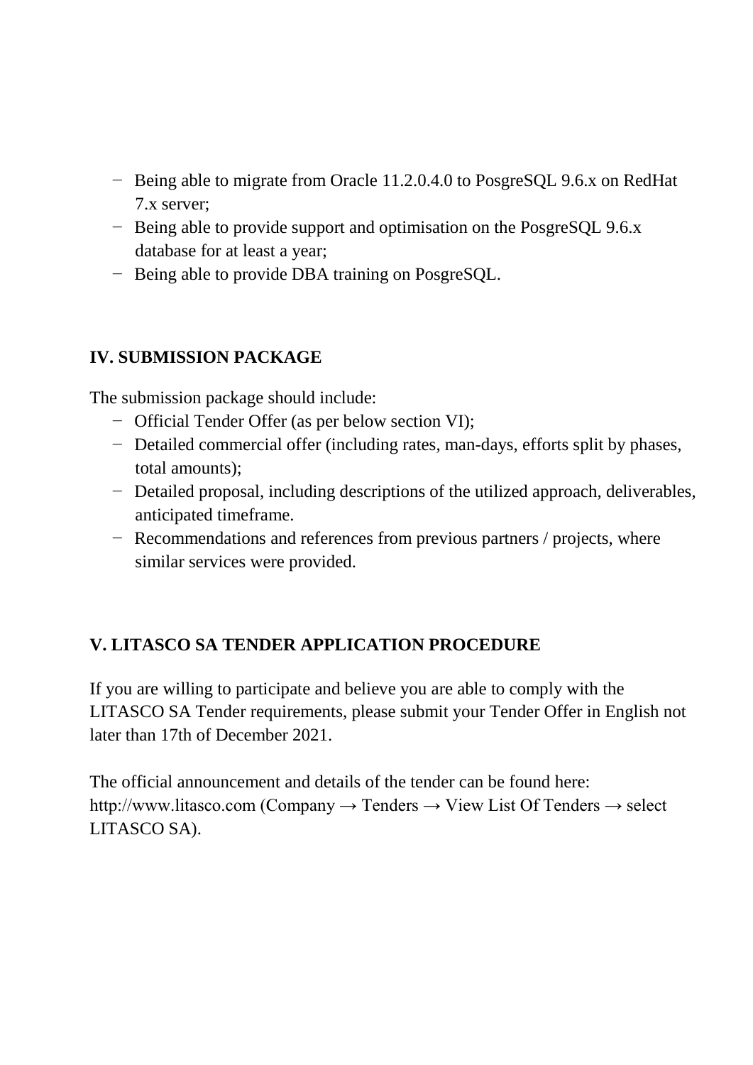- Being able to migrate from Oracle 11.2.0.4.0 to PosgreSQL 9.6.x on RedHat 7.x server;
- Being able to provide support and optimisation on the PosgreSQL 9.6.x database for at least a year;
- Being able to provide DBA training on PosgreSQL.

## IV. SUBMISSION PACKAGE

The submission package should include:

- Official Tender Offer (as per below section VI);
- Detailed commercial offer (including rates, man-days, efforts split by phases, total amounts);
- Detailed proposal, including descriptions of the utilized approach, deliverables, anticipated timeframe.
- Recommendations and references from previous partners / projects, where similar services were provided.

## V. LITASCO SA TENDER APPLICATION PROCEDURE

If you are willing to participate and believe you are able to comply with the LITASCO SA Tender requirements, please submit your Tender Offer in English not later than 17th of December 2021.

The official announcement and details of the tender can be found here: http://www.litasco.com (Company → Tenders → View List Of Tenders → select LITASCO SA).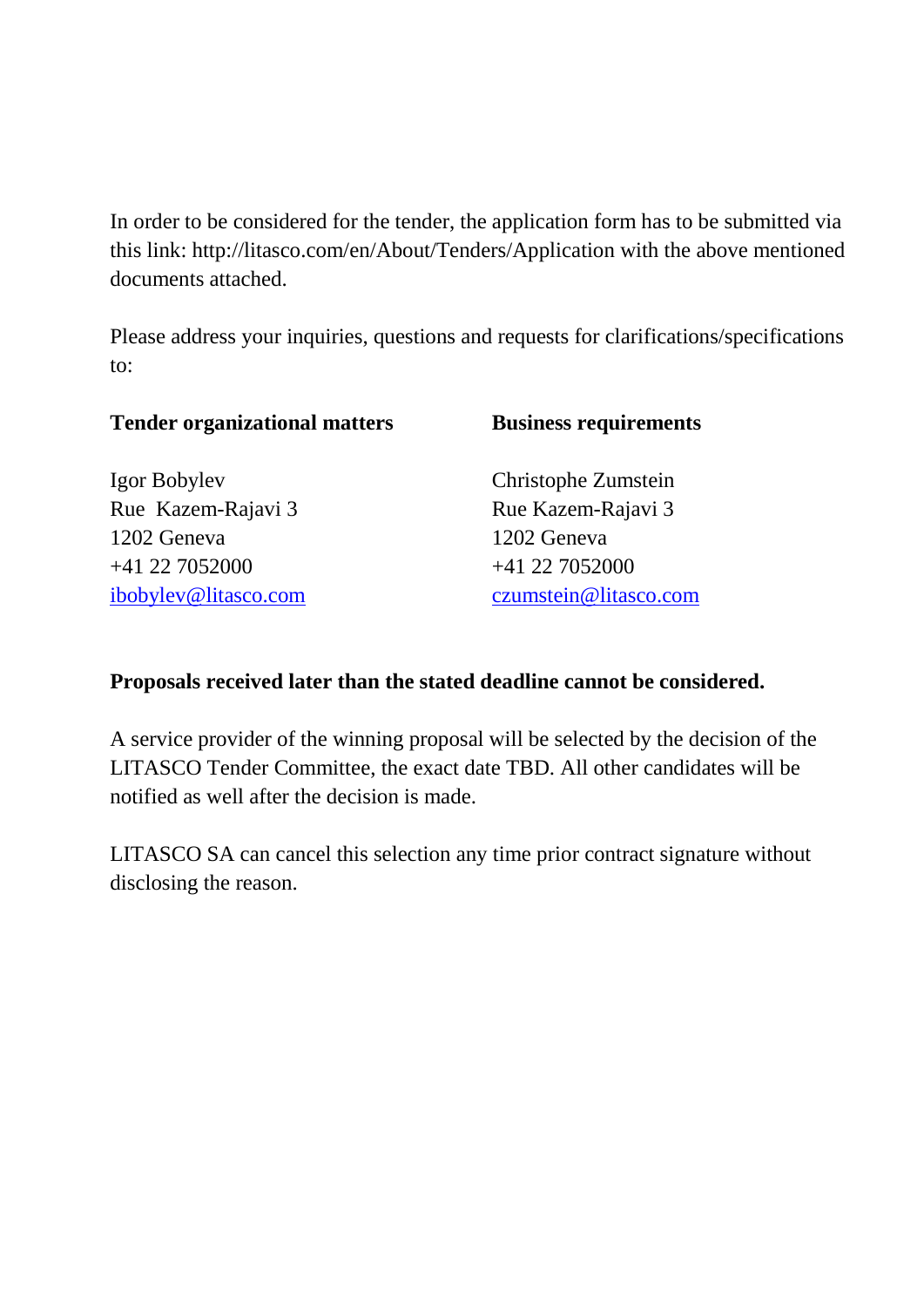In order to be considered for the tender, the application form has to be submitted via this link: http://litasco.com/en/About/Tenders/Application with the above mentioned documents attached.

Please address your inquiries, questions and requests for clarifications/specifications to:

**Tender organizational matters**

Igor Bobylev
Rue  Kazem-Rajavi 3
1202 Geneva
+41 22 7052000
ibobylev@litasco.com

**Business requirements**

Christophe Zumstein
Rue Kazem-Rajavi 3
1202 Geneva
+41 22 7052000
czumstein@litasco.com

**Proposals received later than the stated deadline cannot be considered.**

A service provider of the winning proposal will be selected by the decision of the LITASCO Tender Committee, the exact date TBD. All other candidates will be notified as well after the decision is made.

LITASCO SA can cancel this selection any time prior contract signature without disclosing the reason.